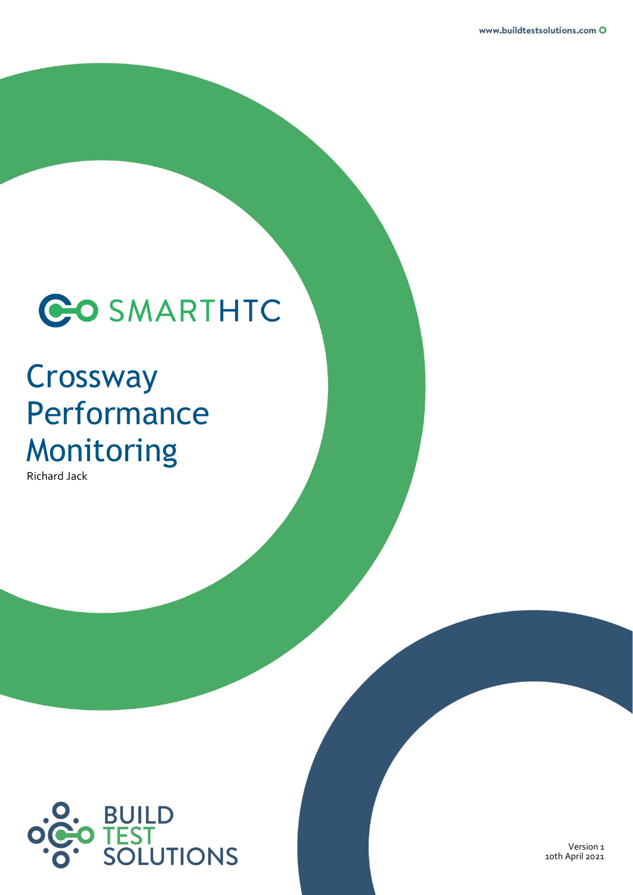SMARTHTC

# Crossway Performance Monitoring

Richard Jack

BUILD TEST SOLUTIONS

Version 1
10th April 2021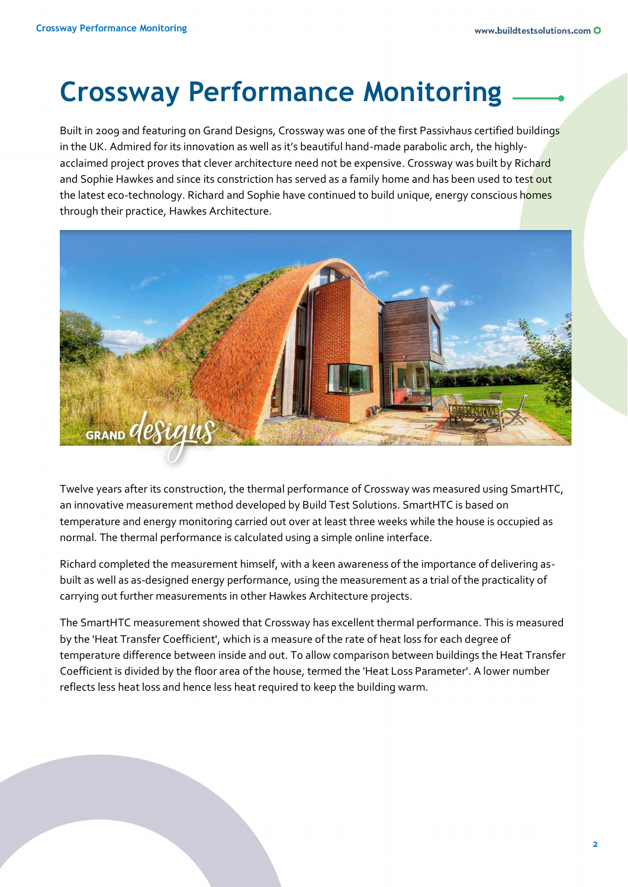# Crossway Performance Monitoring

Built in 2009 and featuring on Grand Designs, Crossway was one of the first Passivhaus certified buildings in the UK. Admired for its innovation as well as it's beautiful hand-made parabolic arch, the highly-acclaimed project proves that clever architecture need not be expensive. Crossway was built by Richard and Sophie Hawkes and since its constriction has served as a family home and has been used to test out the latest eco-technology. Richard and Sophie have continued to build unique, energy conscious homes through their practice, Hawkes Architecture.

Twelve years after its construction, the thermal performance of Crossway was measured using SmartHTC, an innovative measurement method developed by Build Test Solutions. SmartHTC is based on temperature and energy monitoring carried out over at least three weeks while the house is occupied as normal. The thermal performance is calculated using a simple online interface.

Richard completed the measurement himself, with a keen awareness of the importance of delivering as-built as well as as-designed energy performance, using the measurement as a trial of the practicality of carrying out further measurements in other Hawkes Architecture projects.

The SmartHTC measurement showed that Crossway has excellent thermal performance. This is measured by the 'Heat Transfer Coefficient', which is a measure of the rate of heat loss for each degree of temperature difference between inside and out. To allow comparison between buildings the Heat Transfer Coefficient is divided by the floor area of the house, termed the 'Heat Loss Parameter'. A lower number reflects less heat loss and hence less heat required to keep the building warm.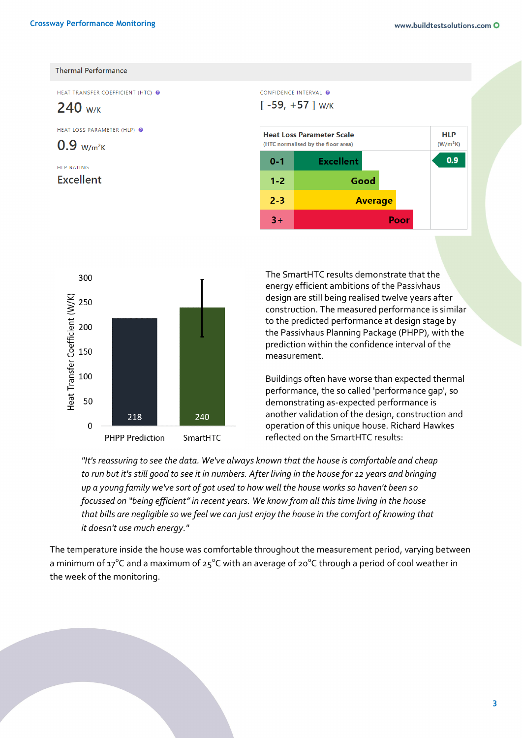## Thermal Performance

HEAT TRANSFER COEFFICIENT (HTC)

**240** W/K

CONFIDENCE INTERVAL

[ -59, +57 ] W/K

HEAT LOSS PARAMETER (HLP)

**0.9** W/m²K

HLP RATING

**Excellent**

| Heat Loss Parameter Scale (HTC normalised by the floor area) | | HLP (W/m²K) |
|---|---|---|
| 0-1 | Excellent | 0.9 |
| 1-2 | Good | |
| 2-3 | Average | |
| 3+ | Poor | |

| | PHPP Prediction | SmartHTC |
|---|---|---|
| Heat Transfer Coefficient (W/K) | 218 | 240 |

The SmartHTC results demonstrate that the energy efficient ambitions of the Passivhaus design are still being realised twelve years after construction. The measured performance is similar to the predicted performance at design stage by the Passivhaus Planning Package (PHPP), with the prediction within the confidence interval of the measurement.

Buildings often have worse than expected thermal performance, the so called 'performance gap', so demonstrating as-expected performance is another validation of the design, construction and operation of this unique house. Richard Hawkes reflected on the SmartHTC results:

*"It's reassuring to see the data. We've always known that the house is comfortable and cheap to run but it's still good to see it in numbers. After living in the house for 12 years and bringing up a young family we've sort of got used to how well the house works so haven't been so focussed on "being efficient" in recent years. We know from all this time living in the house that bills are negligible so we feel we can just enjoy the house in the comfort of knowing that it doesn't use much energy."*

The temperature inside the house was comfortable throughout the measurement period, varying between a minimum of 17°C and a maximum of 25°C with an average of 20°C through a period of cool weather in the week of the monitoring.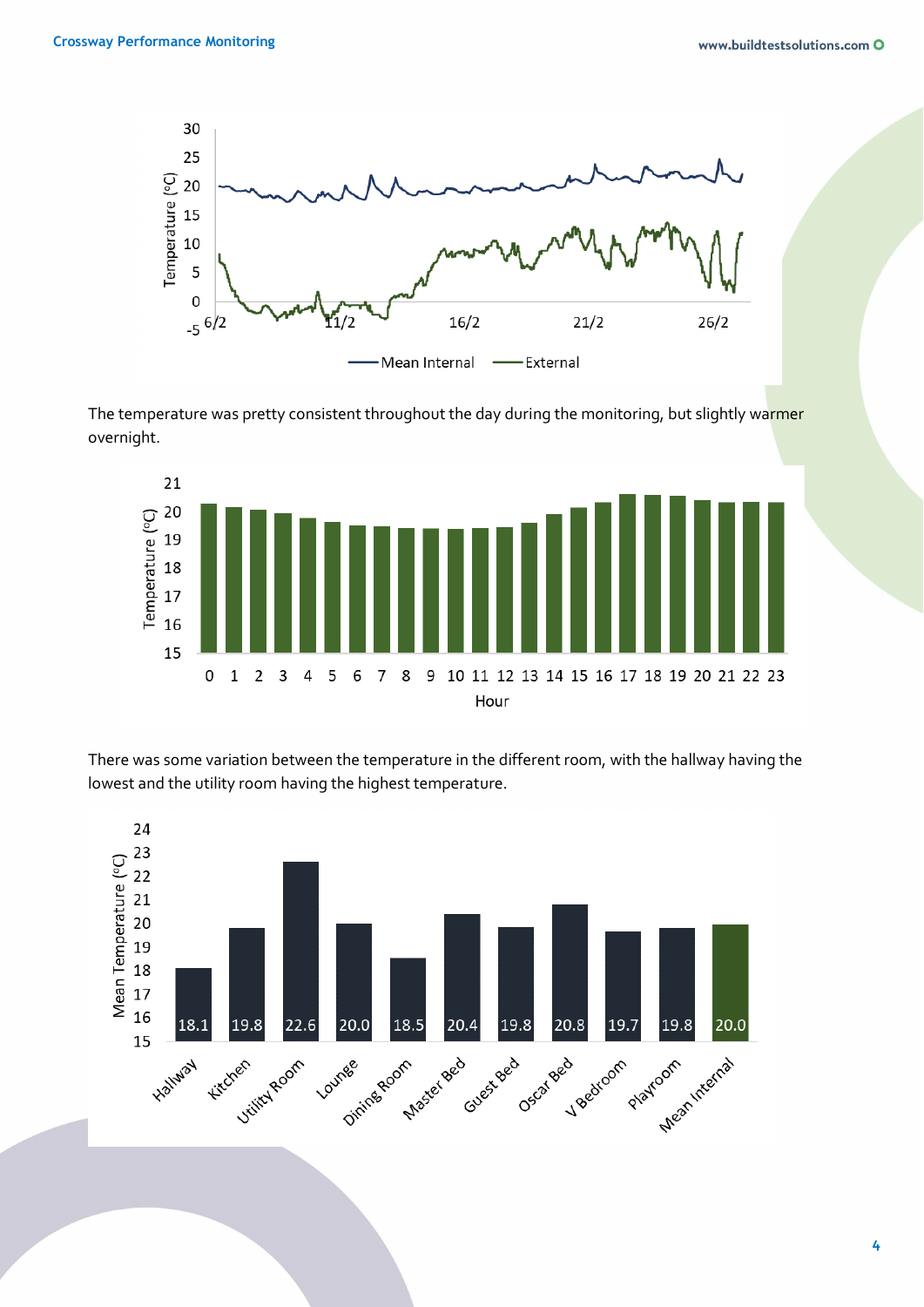The temperature was pretty consistent throughout the day during the monitoring, but slightly warmer overnight.

There was some variation between the temperature in the different room, with the hallway having the lowest and the utility room having the highest temperature.

| Room | Mean Temperature (°C) |
| --- | --- |
| Hallway | 18.1 |
| Kitchen | 19.8 |
| Utility Room | 22.6 |
| Lounge | 20.0 |
| Dining Room | 18.5 |
| Master Bed | 20.4 |
| Guest Bed | 19.8 |
| Oscar Bed | 20.8 |
| V Bedroom | 19.7 |
| Playroom | 19.8 |
| Mean Internal | 20.0 |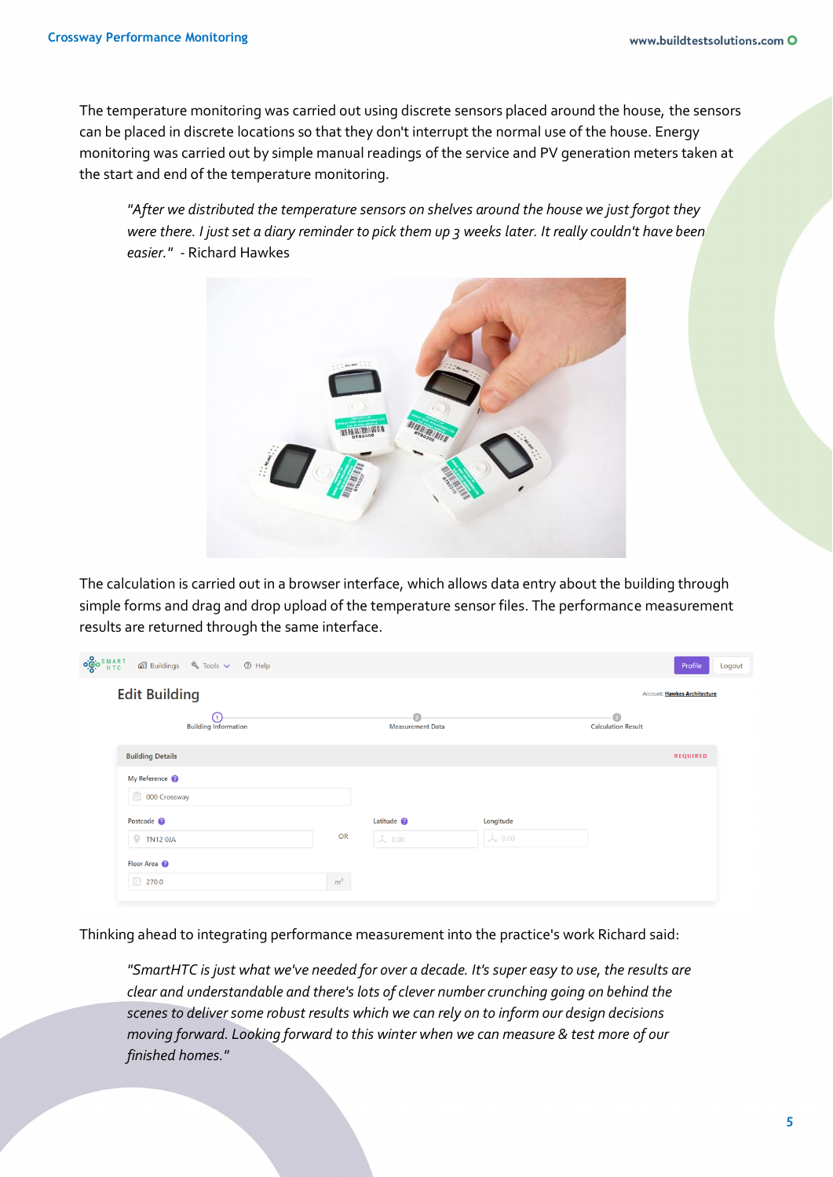The temperature monitoring was carried out using discrete sensors placed around the house, the sensors can be placed in discrete locations so that they don't interrupt the normal use of the house. Energy monitoring was carried out by simple manual readings of the service and PV generation meters taken at the start and end of the temperature monitoring.

> *"After we distributed the temperature sensors on shelves around the house we just forgot they were there. I just set a diary reminder to pick them up 3 weeks later. It really couldn't have been easier."* - Richard Hawkes

The calculation is carried out in a browser interface, which allows data entry about the building through simple forms and drag and drop upload of the temperature sensor files. The performance measurement results are returned through the same interface.

Thinking ahead to integrating performance measurement into the practice's work Richard said:

> *"SmartHTC is just what we've needed for over a decade. It's super easy to use, the results are clear and understandable and there's lots of clever number crunching going on behind the scenes to deliver some robust results which we can rely on to inform our design decisions moving forward. Looking forward to this winter when we can measure & test more of our finished homes."*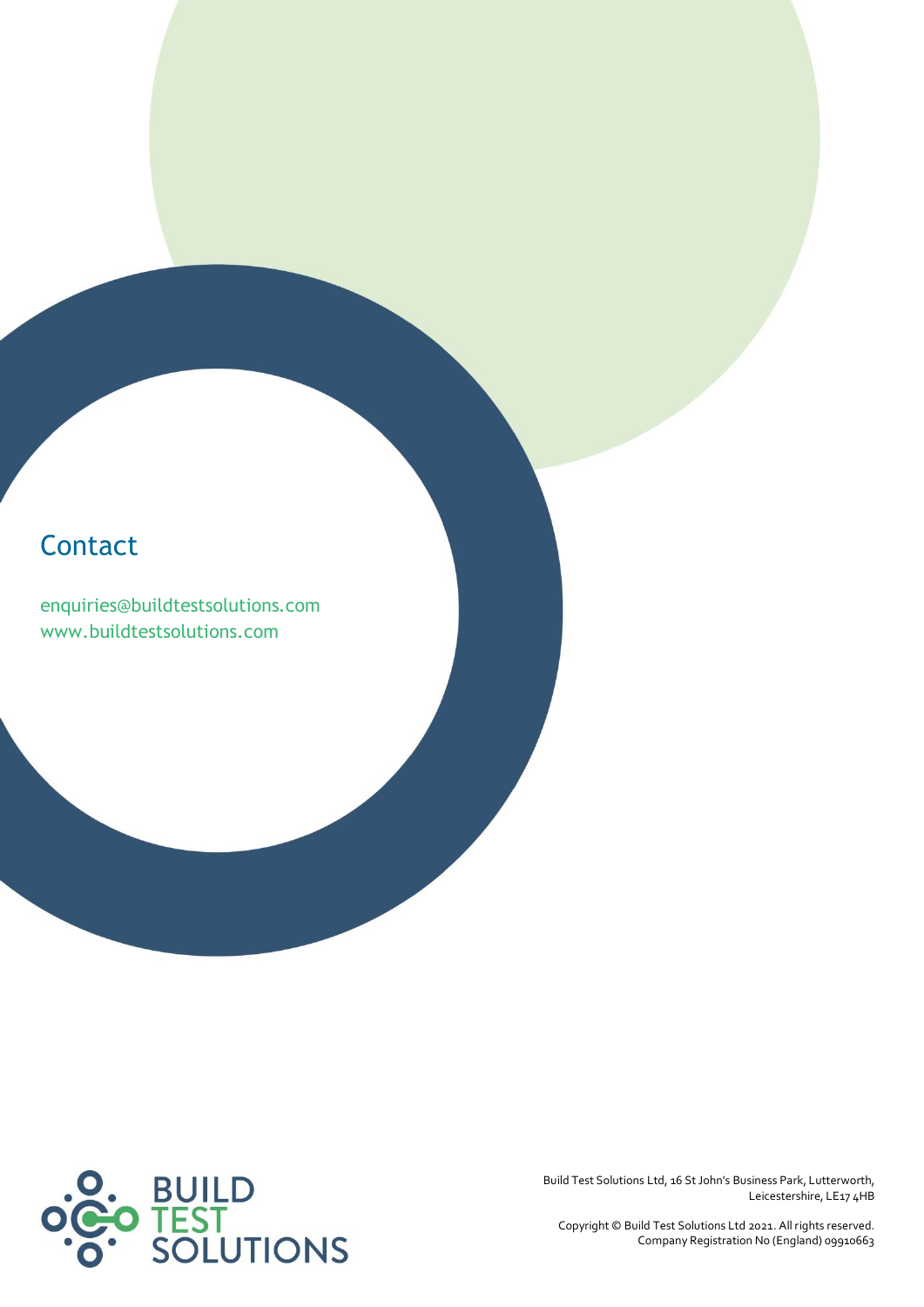## Contact

enquiries@buildtestsolutions.com
www.buildtestsolutions.com

BUILD TEST SOLUTIONS

Build Test Solutions Ltd, 16 St John's Business Park, Lutterworth, Leicestershire, LE17 4HB

Copyright © Build Test Solutions Ltd 2021. All rights reserved.
Company Registration No (England) 09910663